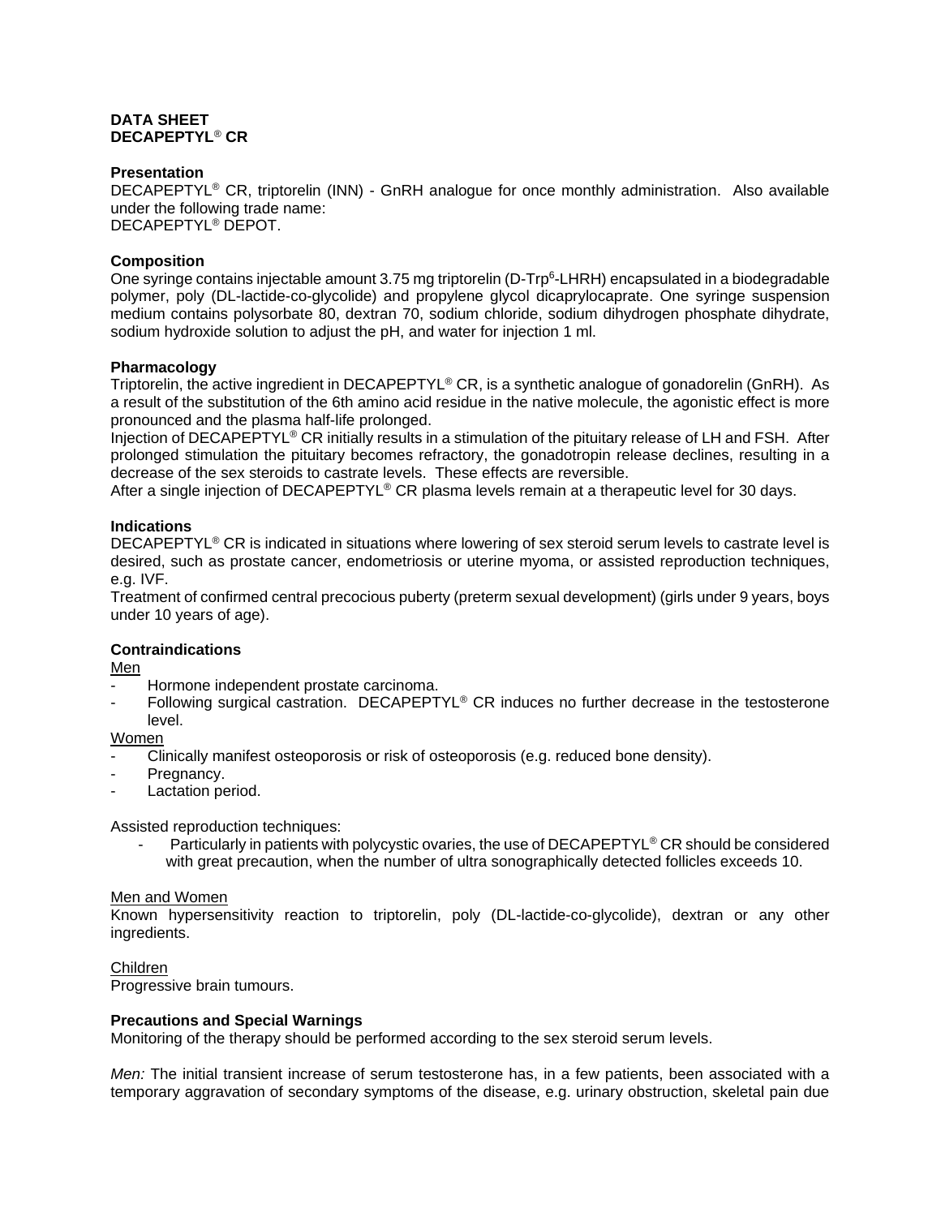**DATA SHEET**
**DECAPEPTYL® CR**

**Presentation**
DECAPEPTYL® CR, triptorelin (INN) - GnRH analogue for once monthly administration. Also available under the following trade name:
DECAPEPTYL® DEPOT.

**Composition**
One syringe contains injectable amount 3.75 mg triptorelin (D-Trp$^6$-LHRH) encapsulated in a biodegradable polymer, poly (DL-lactide-co-glycolide) and propylene glycol dicaprylocaprate. One syringe suspension medium contains polysorbate 80, dextran 70, sodium chloride, sodium dihydrogen phosphate dihydrate, sodium hydroxide solution to adjust the pH, and water for injection 1 ml.

**Pharmacology**
Triptorelin, the active ingredient in DECAPEPTYL® CR, is a synthetic analogue of gonadorelin (GnRH). As a result of the substitution of the 6th amino acid residue in the native molecule, the agonistic effect is more pronounced and the plasma half-life prolonged.
Injection of DECAPEPTYL® CR initially results in a stimulation of the pituitary release of LH and FSH. After prolonged stimulation the pituitary becomes refractory, the gonadotropin release declines, resulting in a decrease of the sex steroids to castrate levels. These effects are reversible.
After a single injection of DECAPEPTYL® CR plasma levels remain at a therapeutic level for 30 days.

**Indications**
DECAPEPTYL® CR is indicated in situations where lowering of sex steroid serum levels to castrate level is desired, such as prostate cancer, endometriosis or uterine myoma, or assisted reproduction techniques, e.g. IVF.
Treatment of confirmed central precocious puberty (preterm sexual development) (girls under 9 years, boys under 10 years of age).

**Contraindications**
Men
- Hormone independent prostate carcinoma.
- Following surgical castration. DECAPEPTYL® CR induces no further decrease in the testosterone level.

Women
- Clinically manifest osteoporosis or risk of osteoporosis (e.g. reduced bone density).
- Pregnancy.
- Lactation period.

Assisted reproduction techniques:
- Particularly in patients with polycystic ovaries, the use of DECAPEPTYL® CR should be considered with great precaution, when the number of ultra sonographically detected follicles exceeds 10.

Men and Women
Known hypersensitivity reaction to triptorelin, poly (DL-lactide-co-glycolide), dextran or any other ingredients.

Children
Progressive brain tumours.

**Precautions and Special Warnings**
Monitoring of the therapy should be performed according to the sex steroid serum levels.

*Men:* The initial transient increase of serum testosterone has, in a few patients, been associated with a temporary aggravation of secondary symptoms of the disease, e.g. urinary obstruction, skeletal pain due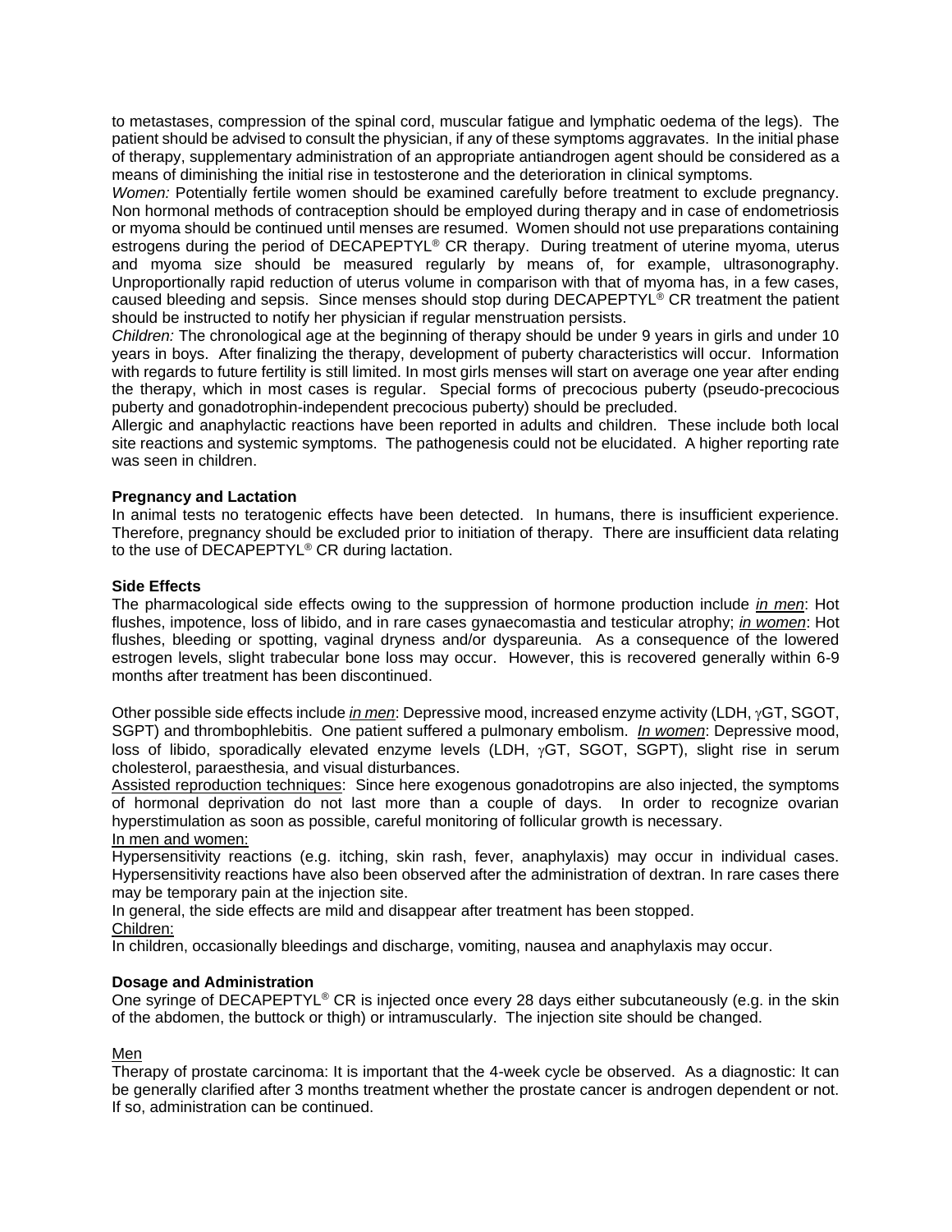to metastases, compression of the spinal cord, muscular fatigue and lymphatic oedema of the legs). The patient should be advised to consult the physician, if any of these symptoms aggravates. In the initial phase of therapy, supplementary administration of an appropriate antiandrogen agent should be considered as a means of diminishing the initial rise in testosterone and the deterioration in clinical symptoms.

*Women:* Potentially fertile women should be examined carefully before treatment to exclude pregnancy. Non hormonal methods of contraception should be employed during therapy and in case of endometriosis or myoma should be continued until menses are resumed. Women should not use preparations containing estrogens during the period of DECAPEPTYL® CR therapy. During treatment of uterine myoma, uterus and myoma size should be measured regularly by means of, for example, ultrasonography. Unproportionally rapid reduction of uterus volume in comparison with that of myoma has, in a few cases, caused bleeding and sepsis. Since menses should stop during DECAPEPTYL® CR treatment the patient should be instructed to notify her physician if regular menstruation persists.

*Children:* The chronological age at the beginning of therapy should be under 9 years in girls and under 10 years in boys. After finalizing the therapy, development of puberty characteristics will occur. Information with regards to future fertility is still limited. In most girls menses will start on average one year after ending the therapy, which in most cases is regular. Special forms of precocious puberty (pseudo-precocious puberty and gonadotrophin-independent precocious puberty) should be precluded.

Allergic and anaphylactic reactions have been reported in adults and children. These include both local site reactions and systemic symptoms. The pathogenesis could not be elucidated. A higher reporting rate was seen in children.

**Pregnancy and Lactation**

In animal tests no teratogenic effects have been detected. In humans, there is insufficient experience. Therefore, pregnancy should be excluded prior to initiation of therapy. There are insufficient data relating to the use of DECAPEPTYL® CR during lactation.

**Side Effects**

The pharmacological side effects owing to the suppression of hormone production include *in men*: Hot flushes, impotence, loss of libido, and in rare cases gynaecomastia and testicular atrophy; *in women*: Hot flushes, bleeding or spotting, vaginal dryness and/or dyspareunia. As a consequence of the lowered estrogen levels, slight trabecular bone loss may occur. However, this is recovered generally within 6-9 months after treatment has been discontinued.

Other possible side effects include *in men*: Depressive mood, increased enzyme activity (LDH, γGT, SGOT, SGPT) and thrombophlebitis. One patient suffered a pulmonary embolism. *In women*: Depressive mood, loss of libido, sporadically elevated enzyme levels (LDH, γGT, SGOT, SGPT), slight rise in serum cholesterol, paraesthesia, and visual disturbances.

Assisted reproduction techniques: Since here exogenous gonadotropins are also injected, the symptoms of hormonal deprivation do not last more than a couple of days. In order to recognize ovarian hyperstimulation as soon as possible, careful monitoring of follicular growth is necessary.

In men and women:

Hypersensitivity reactions (e.g. itching, skin rash, fever, anaphylaxis) may occur in individual cases. Hypersensitivity reactions have also been observed after the administration of dextran. In rare cases there may be temporary pain at the injection site.

In general, the side effects are mild and disappear after treatment has been stopped.

Children:

In children, occasionally bleedings and discharge, vomiting, nausea and anaphylaxis may occur.

**Dosage and Administration**

One syringe of DECAPEPTYL® CR is injected once every 28 days either subcutaneously (e.g. in the skin of the abdomen, the buttock or thigh) or intramuscularly. The injection site should be changed.

Men

Therapy of prostate carcinoma: It is important that the 4-week cycle be observed. As a diagnostic: It can be generally clarified after 3 months treatment whether the prostate cancer is androgen dependent or not. If so, administration can be continued.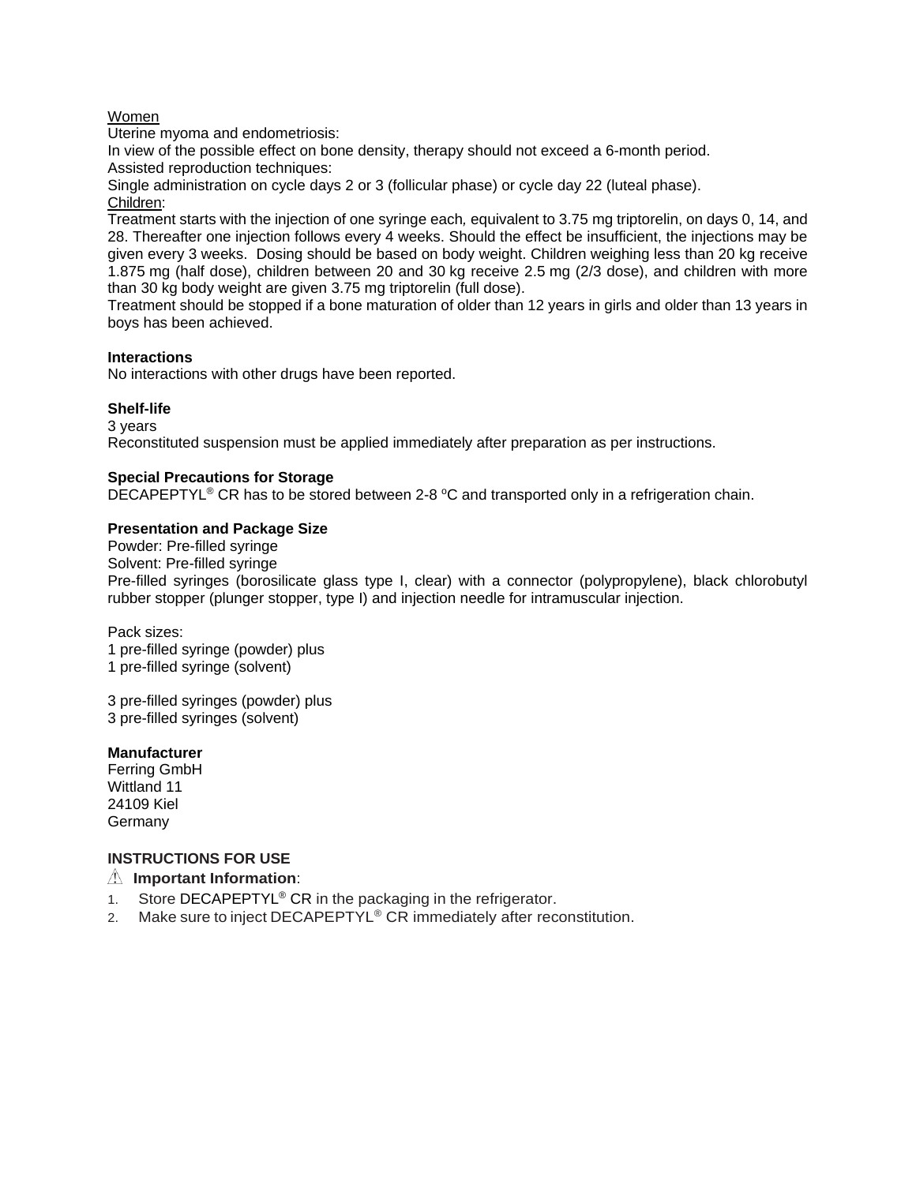<u>Women</u>

Uterine myoma and endometriosis:

In view of the possible effect on bone density, therapy should not exceed a 6-month period.

Assisted reproduction techniques:

Single administration on cycle days 2 or 3 (follicular phase) or cycle day 22 (luteal phase).

<u>Children</u>:

Treatment starts with the injection of one syringe each, equivalent to 3.75 mg triptorelin, on days 0, 14, and 28. Thereafter one injection follows every 4 weeks. Should the effect be insufficient, the injections may be given every 3 weeks. Dosing should be based on body weight. Children weighing less than 20 kg receive 1.875 mg (half dose), children between 20 and 30 kg receive 2.5 mg (2/3 dose), and children with more than 30 kg body weight are given 3.75 mg triptorelin (full dose).

Treatment should be stopped if a bone maturation of older than 12 years in girls and older than 13 years in boys has been achieved.

**Interactions**

No interactions with other drugs have been reported.

**Shelf-life**

3 years

Reconstituted suspension must be applied immediately after preparation as per instructions.

**Special Precautions for Storage**

DECAPEPTYL® CR has to be stored between 2-8 °C and transported only in a refrigeration chain.

**Presentation and Package Size**

Powder: Pre-filled syringe

Solvent: Pre-filled syringe

Pre-filled syringes (borosilicate glass type I, clear) with a connector (polypropylene), black chlorobutyl rubber stopper (plunger stopper, type I) and injection needle for intramuscular injection.

Pack sizes:

1 pre-filled syringe (powder) plus

1 pre-filled syringe (solvent)

3 pre-filled syringes (powder) plus

3 pre-filled syringes (solvent)

**Manufacturer**

Ferring GmbH

Wittland 11

24109 Kiel

Germany

**INSTRUCTIONS FOR USE**

⚠ **Important Information**:

1. Store DECAPEPTYL® CR in the packaging in the refrigerator.
2. Make sure to inject DECAPEPTYL® CR immediately after reconstitution.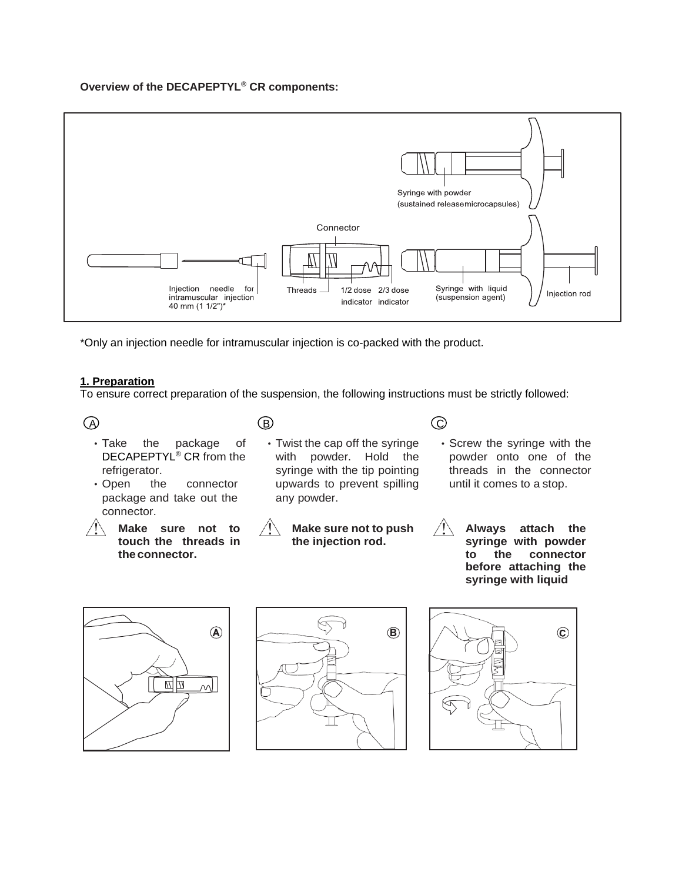**Overview of the DECAPEPTYL® CR components:**

Syringe with powder (sustained release microcapsules)

Connector

Injection needle for intramuscular injection 40 mm (1 1/2")*

Threads

1/2 dose indicator

2/3 dose indicator

Syringe with liquid (suspension agent)

Injection rod

*Only an injection needle for intramuscular injection is co-packed with the product.

**1. Preparation**

To ensure correct preparation of the suspension, the following instructions must be strictly followed:

**A**

- Take the package of DECAPEPTYL® CR from the refrigerator.
- Open the connector package and take out the connector.

⚠ **Make sure not to touch the threads in the connector.**

**B**

- Twist the cap off the syringe with powder. Hold the syringe with the tip pointing upwards to prevent spilling any powder.

⚠ **Make sure not to push the injection rod.**

**C**

- Screw the syringe with the powder onto one of the threads in the connector until it comes to a stop.

⚠ **Always attach the syringe with powder to the connector before attaching the syringe with liquid**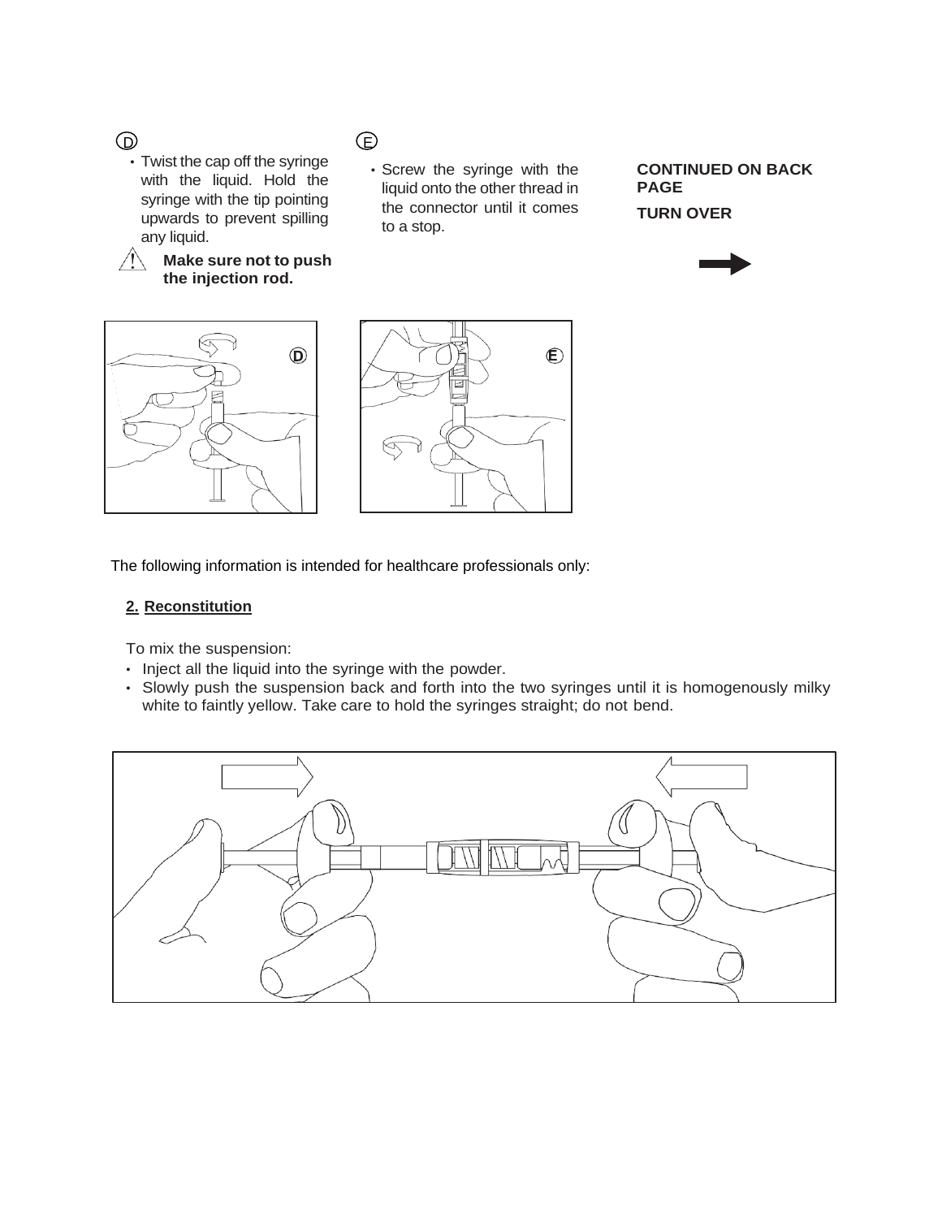(D)

- Twist the cap off the syringe with the liquid. Hold the syringe with the tip pointing upwards to prevent spilling any liquid.

⚠ **Make sure not to push the injection rod.**

(E)

- Screw the syringe with the liquid onto the other thread in the connector until it comes to a stop.

**CONTINUED ON BACK PAGE**

**TURN OVER**

The following information is intended for healthcare professionals only:

## **2. Reconstitution**

To mix the suspension:

- Inject all the liquid into the syringe with the powder.
- Slowly push the suspension back and forth into the two syringes until it is homogenously milky white to faintly yellow. Take care to hold the syringes straight; do not bend.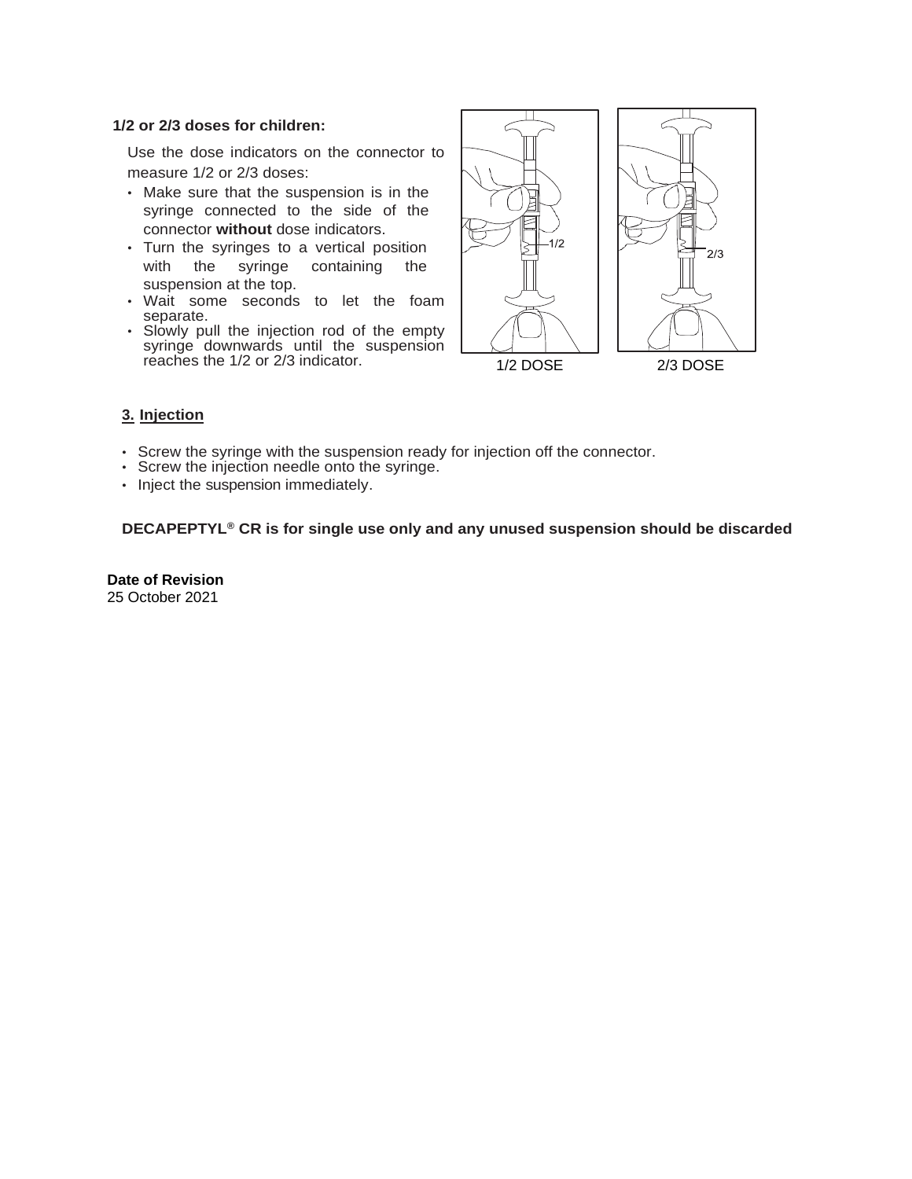**1/2 or 2/3 doses for children:**

Use the dose indicators on the connector to measure 1/2 or 2/3 doses:

- Make sure that the suspension is in the syringe connected to the side of the connector **without** dose indicators.
- Turn the syringes to a vertical position with the syringe containing the suspension at the top.
- Wait some seconds to let the foam separate.
- Slowly pull the injection rod of the empty syringe downwards until the suspension reaches the 1/2 or 2/3 indicator.

1/2

1/2 DOSE

2/3

2/3 DOSE

## 3. Injection

- Screw the syringe with the suspension ready for injection off the connector.
- Screw the injection needle onto the syringe.
- Inject the suspension immediately.

**DECAPEPTYL® CR is for single use only and any unused suspension should be discarded**

**Date of Revision**

25 October 2021